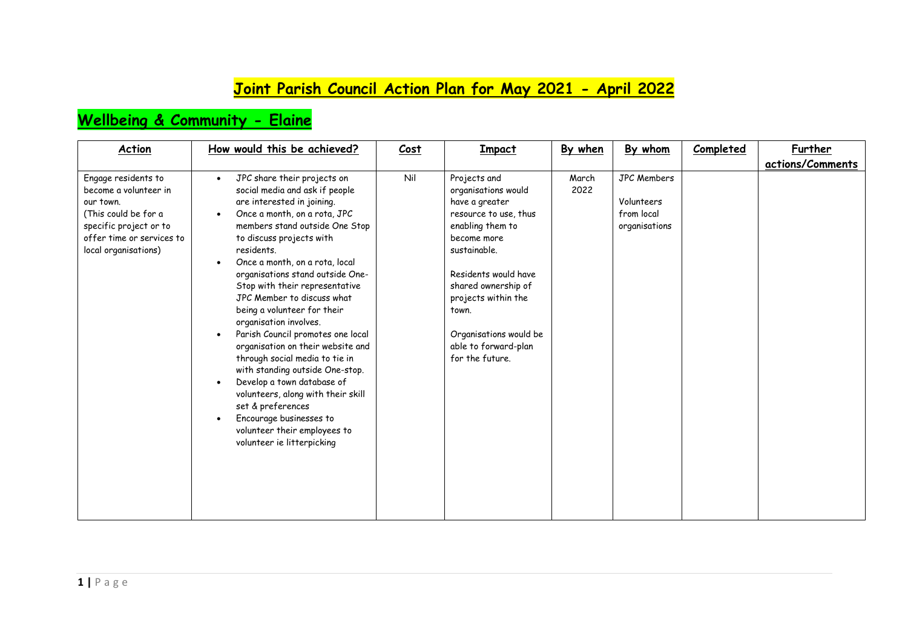# Joint Parish Council Action Plan for May 2021 - April 2022

## Wellbeing & Community - Elaine

| Action | How would this be achieved? | Cost | Impact | By when | By whom | Completed | Further actions/Comments |
|---|---|---|---|---|---|---|---|
| Engage residents to become a volunteer in our town.<br>(This could be for a specific project or to offer time or services to local organisations) | • JPC share their projects on social media and ask if people are interested in joining.<br>• Once a month, on a rota, JPC members stand outside One Stop to discuss projects with residents.<br>• Once a month, on a rota, local organisations stand outside One-Stop with their representative JPC Member to discuss what being a volunteer for their organisation involves.<br>• Parish Council promotes one local organisation on their website and through social media to tie in with standing outside One-stop.<br>• Develop a town database of volunteers, along with their skill set & preferences<br>• Encourage businesses to volunteer their employees to volunteer ie litterpicking | Nil | Projects and organisations would have a greater resource to use, thus enabling them to become more sustainable.<br><br>Residents would have shared ownership of projects within the town.<br><br>Organisations would be able to forward-plan for the future. | March 2022 | JPC Members<br><br>Volunteers from local organisations | | |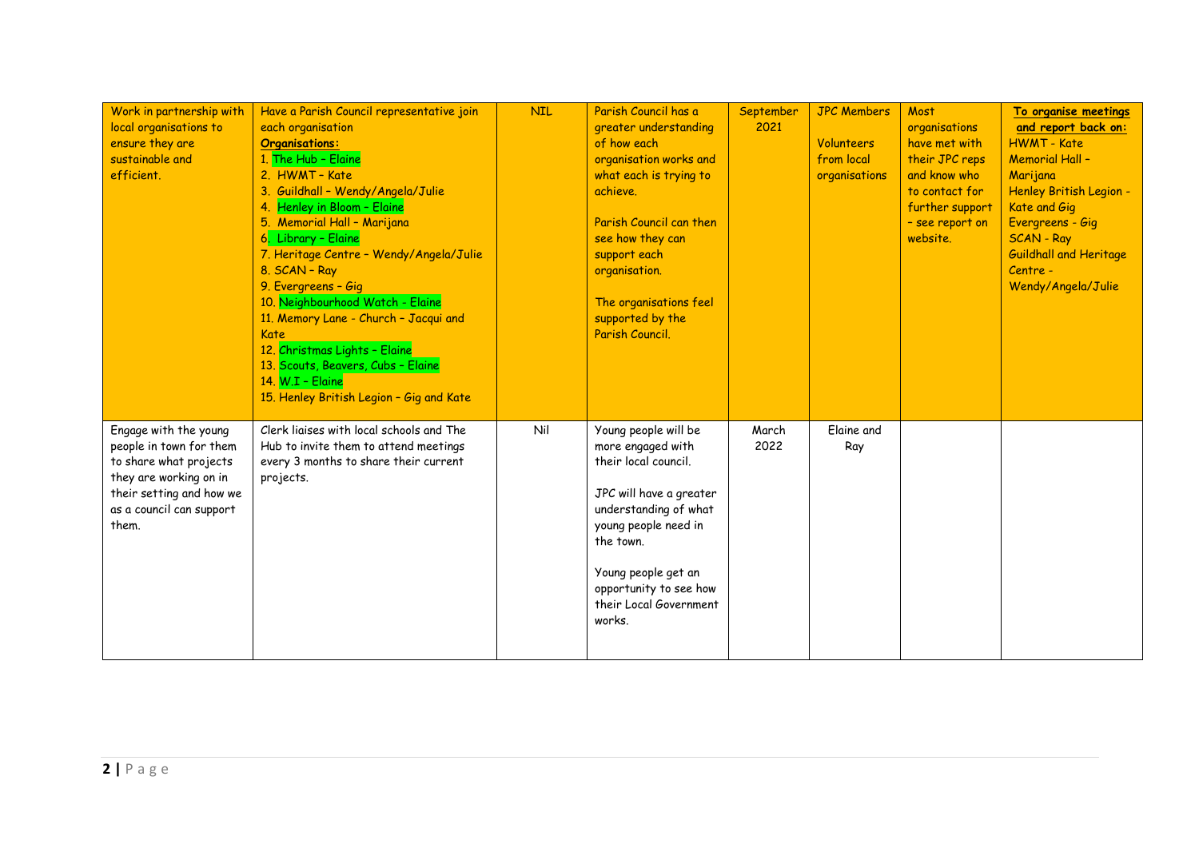| | | | | | | | |
|---|---|---|---|---|---|---|---|
| Work in partnership with local organisations to ensure they are sustainable and efficient. | Have a Parish Council representative join each organisation<br>**Organisations:**<br>1. The Hub – Elaine<br>2. HWMT – Kate<br>3. Guildhall – Wendy/Angela/Julie<br>4. Henley in Bloom – Elaine<br>5. Memorial Hall – Marijana<br>6. Library – Elaine<br>7. Heritage Centre – Wendy/Angela/Julie<br>8. SCAN – Ray<br>9. Evergreens – Gig<br>10. Neighbourhood Watch - Elaine<br>11. Memory Lane - Church – Jacqui and Kate<br>12. Christmas Lights – Elaine<br>13. Scouts, Beavers, Cubs – Elaine<br>14. W.I – Elaine<br>15. Henley British Legion – Gig and Kate | NIL | Parish Council has a greater understanding of how each organisation works and what each is trying to achieve.<br><br>Parish Council can then see how they can support each organisation.<br><br>The organisations feel supported by the Parish Council. | September 2021 | JPC Members<br><br>Volunteers from local organisations | Most organisations have met with their JPC reps and know who to contact for further support – see report on website. | **To organise meetings and report back on:**<br>HWMT - Kate<br>Memorial Hall – Marijana<br>Henley British Legion - Kate and Gig<br>Evergreens - Gig<br>SCAN - Ray<br>Guildhall and Heritage Centre - Wendy/Angela/Julie |
| Engage with the young people in town for them to share what projects they are working on in their setting and how we as a council can support them. | Clerk liaises with local schools and The Hub to invite them to attend meetings every 3 months to share their current projects. | Nil | Young people will be more engaged with their local council.<br><br>JPC will have a greater understanding of what young people need in the town.<br><br>Young people get an opportunity to see how their Local Government works. | March 2022 | Elaine and Ray | | |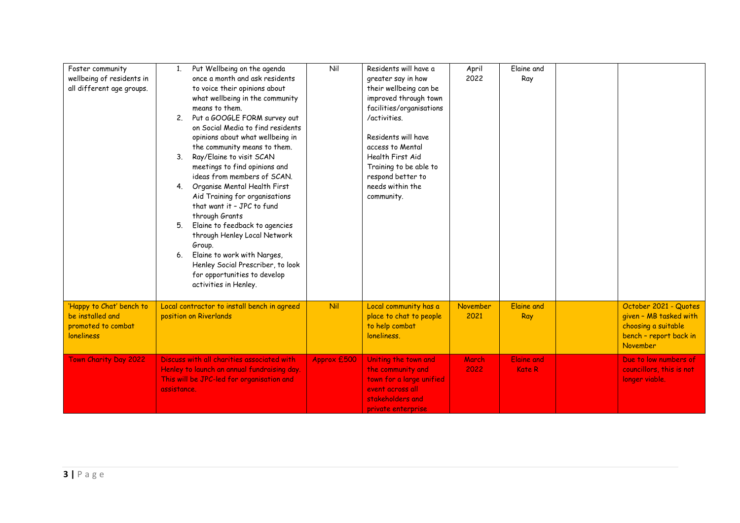| | | | | | | | |
|---|---|---|---|---|---|---|---|
| Foster community wellbeing of residents in all different age groups. | 1. Put Wellbeing on the agenda once a month and ask residents to voice their opinions about what wellbeing in the community means to them.<br>2. Put a GOOGLE FORM survey out on Social Media to find residents opinions about what wellbeing in the community means to them.<br>3. Ray/Elaine to visit SCAN meetings to find opinions and ideas from members of SCAN.<br>4. Organise Mental Health First Aid Training for organisations that want it – JPC to fund through Grants<br>5. Elaine to feedback to agencies through Henley Local Network Group.<br>6. Elaine to work with Narges, Henley Social Prescriber, to look for opportunities to develop activities in Henley. | Nil | Residents will have a greater say in how their wellbeing can be improved through town facilities/organisations /activities.<br><br>Residents will have access to Mental Health First Aid Training to be able to respond better to needs within the community. | April 2022 | Elaine and Ray | | |
| 'Happy to Chat' bench to be installed and promoted to combat loneliness | Local contractor to install bench in agreed position on Riverlands | Nil | Local community has a place to chat to people to help combat loneliness. | November 2021 | Elaine and Ray | | October 2021 - Quotes given – MB tasked with choosing a suitable bench – report back in November |
| Town Charity Day 2022 | Discuss with all charities associated with Henley to launch an annual fundraising day. This will be JPC-led for organisation and assistance. | Approx £500 | Uniting the town and the community and town for a large unified event across all stakeholders and private enterprise | March 2022 | Elaine and Kate R | | Due to low numbers of councillors, this is not longer viable. |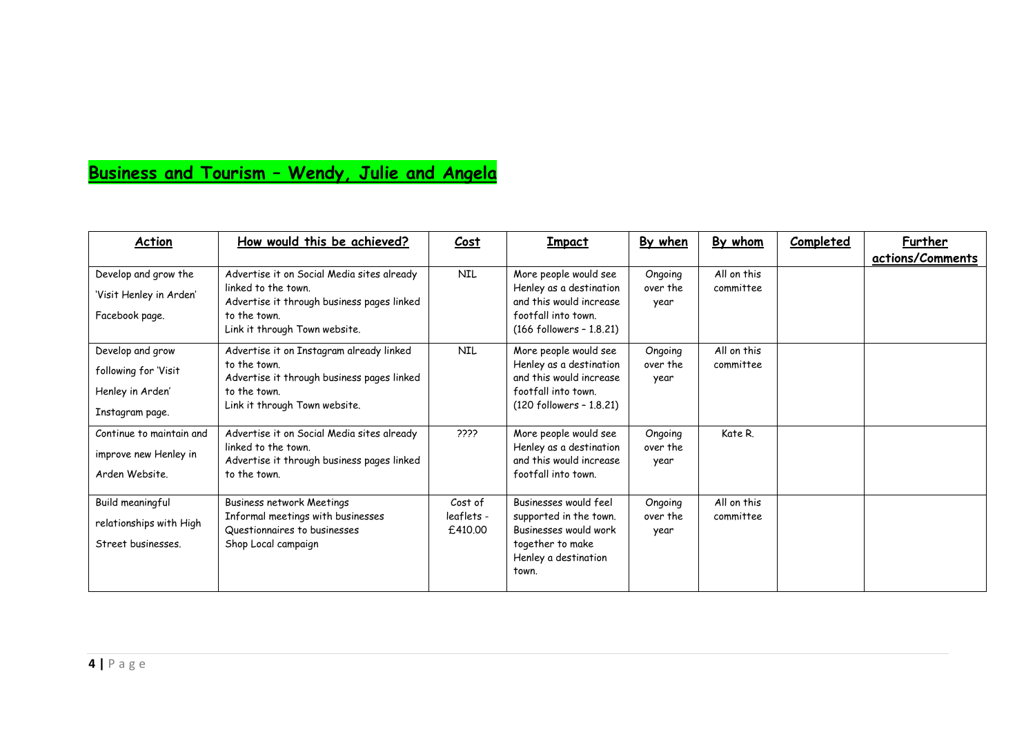## Business and Tourism – Wendy, Julie and Angela

| Action | How would this be achieved? | Cost | Impact | By when | By whom | Completed | Further actions/Comments |
|---|---|---|---|---|---|---|---|
| Develop and grow the 'Visit Henley in Arden' Facebook page. | Advertise it on Social Media sites already linked to the town.<br>Advertise it through business pages linked to the town.<br>Link it through Town website. | NIL | More people would see Henley as a destination and this would increase footfall into town.<br>(166 followers – 1.8.21) | Ongoing over the year | All on this committee | | |
| Develop and grow following for 'Visit Henley in Arden' Instagram page. | Advertise it on Instagram already linked to the town.<br>Advertise it through business pages linked to the town.<br>Link it through Town website. | NIL | More people would see Henley as a destination and this would increase footfall into town.<br>(120 followers – 1.8.21) | Ongoing over the year | All on this committee | | |
| Continue to maintain and improve new Henley in Arden Website. | Advertise it on Social Media sites already linked to the town.<br>Advertise it through business pages linked to the town. | ???? | More people would see Henley as a destination and this would increase footfall into town. | Ongoing over the year | Kate R. | | |
| Build meaningful relationships with High Street businesses. | Business network Meetings<br>Informal meetings with businesses<br>Questionnaires to businesses<br>Shop Local campaign | Cost of leaflets - £410.00 | Businesses would feel supported in the town.<br>Businesses would work together to make Henley a destination town. | Ongoing over the year | All on this committee | | |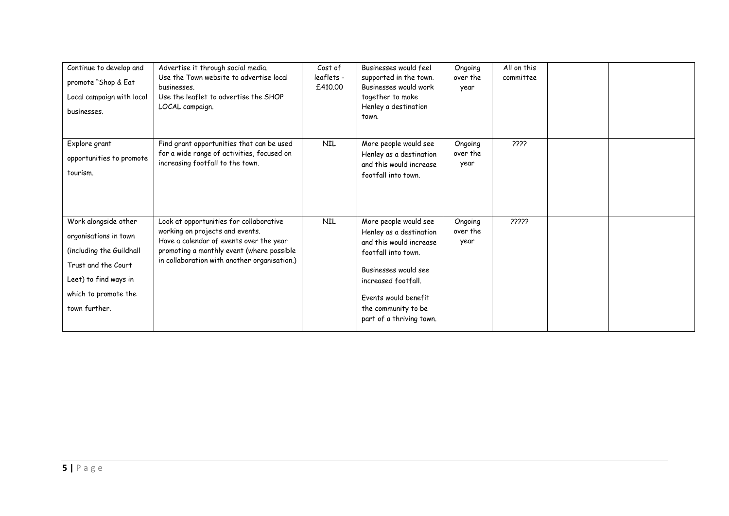| | | | | | | | |
|---|---|---|---|---|---|---|---|
| Continue to develop and promote "Shop & Eat Local campaign with local businesses. | Advertise it through social media.<br>Use the Town website to advertise local businesses.<br>Use the leaflet to advertise the SHOP LOCAL campaign. | Cost of leaflets - £410.00 | Businesses would feel supported in the town. Businesses would work together to make Henley a destination town. | Ongoing over the year | All on this committee | | |
| Explore grant opportunities to promote tourism. | Find grant opportunities that can be used for a wide range of activities, focused on increasing footfall to the town. | NIL | More people would see Henley as a destination and this would increase footfall into town. | Ongoing over the year | ???? | | |
| Work alongside other organisations in town (including the Guildhall Trust and the Court Leet) to find ways in which to promote the town further. | Look at opportunities for collaborative working on projects and events.<br>Have a calendar of events over the year promoting a monthly event (where possible in collaboration with another organisation.) | NIL | More people would see Henley as a destination and this would increase footfall into town.<br><br>Businesses would see increased footfall.<br><br>Events would benefit the community to be part of a thriving town. | Ongoing over the year | ????? | | |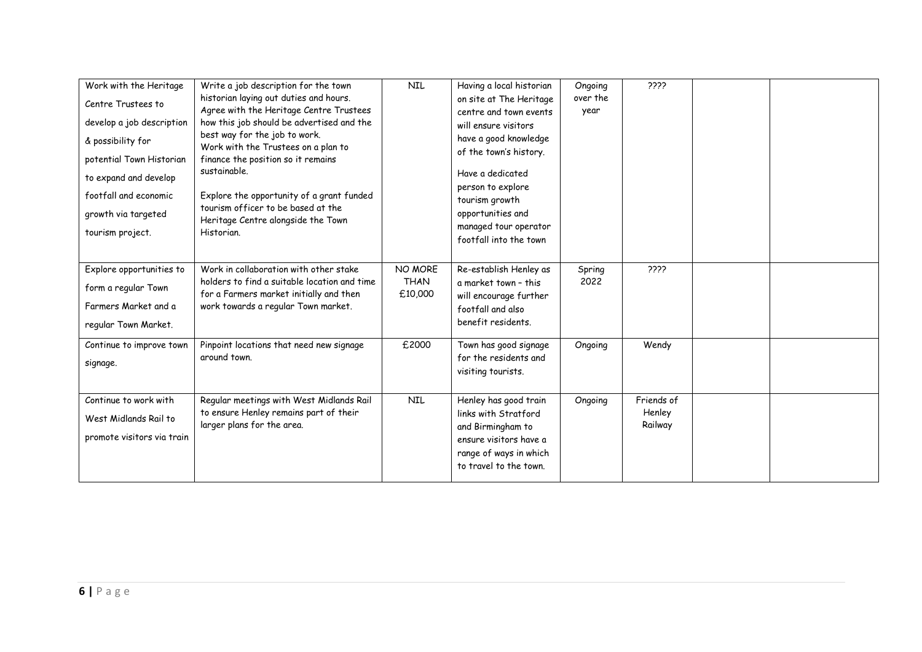| | | | | | | | |
|---|---|---|---|---|---|---|---|
| Work with the Heritage Centre Trustees to develop a job description & possibility for potential Town Historian to expand and develop footfall and economic growth via targeted tourism project. | Write a job description for the town historian laying out duties and hours. Agree with the Heritage Centre Trustees how this job should be advertised and the best way for the job to work. Work with the Trustees on a plan to finance the position so it remains sustainable.<br><br>Explore the opportunity of a grant funded tourism officer to be based at the Heritage Centre alongside the Town Historian. | NIL | Having a local historian on site at The Heritage centre and town events will ensure visitors have a good knowledge of the town's history.<br><br>Have a dedicated person to explore tourism growth opportunities and managed tour operator footfall into the town | Ongoing over the year | ???? | | |
| Explore opportunities to form a regular Town Farmers Market and a regular Town Market. | Work in collaboration with other stake holders to find a suitable location and time for a Farmers market initially and then work towards a regular Town market. | NO MORE THAN £10,000 | Re-establish Henley as a market town – this will encourage further footfall and also benefit residents. | Spring 2022 | ???? | | |
| Continue to improve town signage. | Pinpoint locations that need new signage around town. | £2000 | Town has good signage for the residents and visiting tourists. | Ongoing | Wendy | | |
| Continue to work with West Midlands Rail to promote visitors via train | Regular meetings with West Midlands Rail to ensure Henley remains part of their larger plans for the area. | NIL | Henley has good train links with Stratford and Birmingham to ensure visitors have a range of ways in which to travel to the town. | Ongoing | Friends of Henley Railway | | |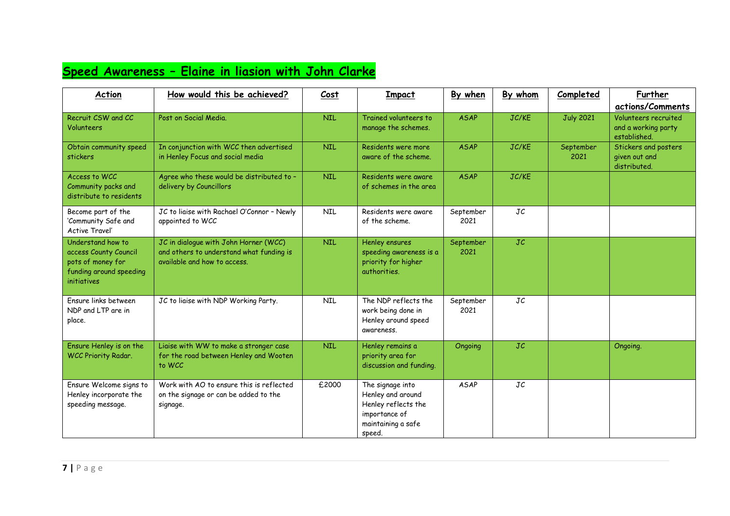# Speed Awareness – Elaine in liasion with John Clarke

| Action | How would this be achieved? | Cost | Impact | By when | By whom | Completed | Further actions/Comments |
|---|---|---|---|---|---|---|---|
| Recruit CSW and CC Volunteers | Post on Social Media. | NIL | Trained volunteers to manage the schemes. | ASAP | JC/KE | July 2021 | Volunteers recruited and a working party established. |
| Obtain community speed stickers | In conjunction with WCC then advertised in Henley Focus and social media | NIL | Residents were more aware of the scheme. | ASAP | JC/KE | September 2021 | Stickers and posters given out and distributed. |
| Access to WCC Community packs and distribute to residents | Agree who these would be distributed to – delivery by Councillors | NIL | Residents were aware of schemes in the area | ASAP | JC/KE | | |
| Become part of the 'Community Safe and Active Travel' | JC to liaise with Rachael O'Connor – Newly appointed to WCC | NIL | Residents were aware of the scheme. | September 2021 | JC | | |
| Understand how to access County Council pots of money for funding around speeding initiatives | JC in dialogue with John Horner (WCC) and others to understand what funding is available and how to access. | NIL | Henley ensures speeding awareness is a priority for higher authorities. | September 2021 | JC | | |
| Ensure links between NDP and LTP are in place. | JC to liaise with NDP Working Party. | NIL | The NDP reflects the work being done in Henley around speed awareness. | September 2021 | JC | | |
| Ensure Henley is on the WCC Priority Radar. | Liaise with WW to make a stronger case for the road between Henley and Wooten to WCC | NIL | Henley remains a priority area for discussion and funding. | Ongoing | JC | | Ongoing. |
| Ensure Welcome signs to Henley incorporate the speeding message. | Work with AO to ensure this is reflected on the signage or can be added to the signage. | £2000 | The signage into Henley and around Henley reflects the importance of maintaining a safe speed. | ASAP | JC | | |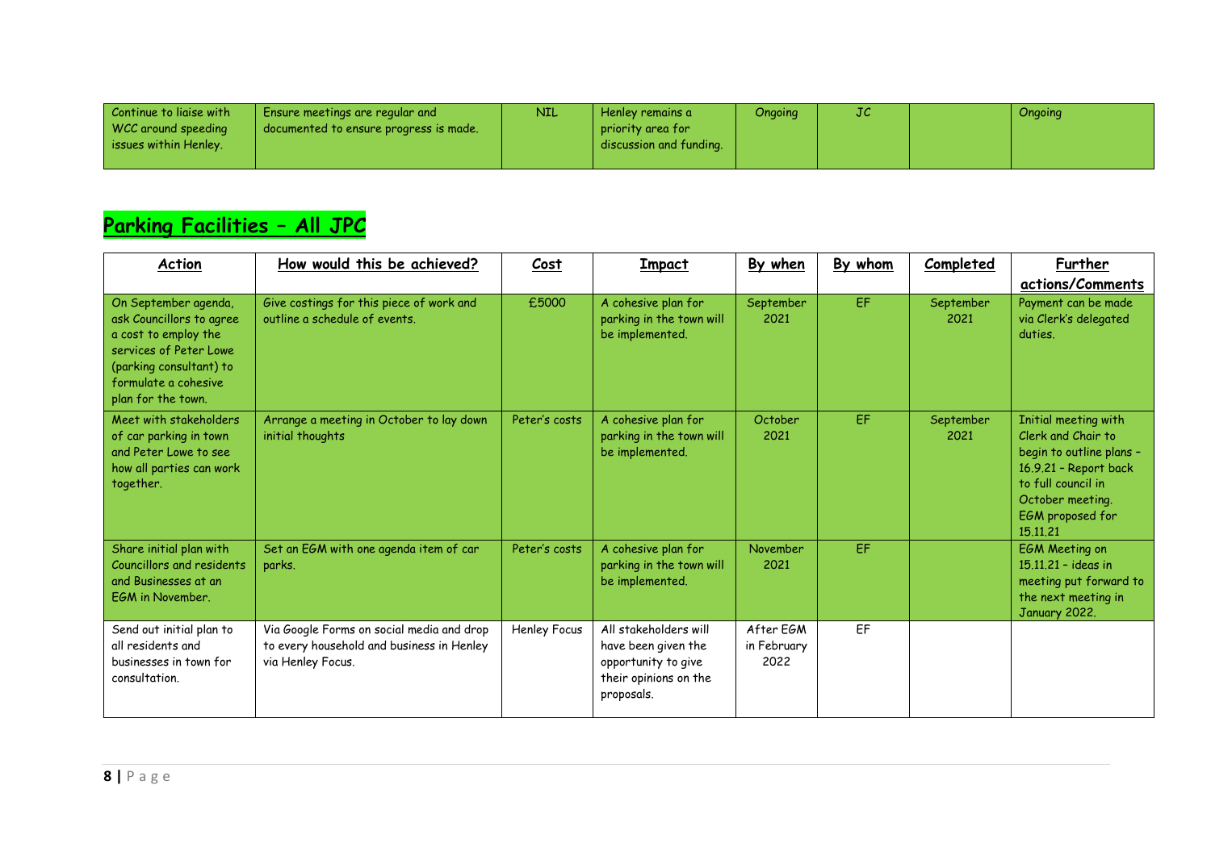| Continue to liaise with WCC around speeding issues within Henley. | Ensure meetings are regular and documented to ensure progress is made. | NIL | Henley remains a priority area for discussion and funding. | Ongoing | JC | | Ongoing |
|---|---|---|---|---|---|---|---|

## Parking Facilities – All JPC

| Action | How would this be achieved? | Cost | Impact | By when | By whom | Completed | Further actions/Comments |
|---|---|---|---|---|---|---|---|
| On September agenda, ask Councillors to agree a cost to employ the services of Peter Lowe (parking consultant) to formulate a cohesive plan for the town. | Give costings for this piece of work and outline a schedule of events. | £5000 | A cohesive plan for parking in the town will be implemented. | September 2021 | EF | September 2021 | Payment can be made via Clerk's delegated duties. |
| Meet with stakeholders of car parking in town and Peter Lowe to see how all parties can work together. | Arrange a meeting in October to lay down initial thoughts | Peter's costs | A cohesive plan for parking in the town will be implemented. | October 2021 | EF | September 2021 | Initial meeting with Clerk and Chair to begin to outline plans – 16.9.21 – Report back to full council in October meeting. EGM proposed for 15.11.21 |
| Share initial plan with Councillors and residents and Businesses at an EGM in November. | Set an EGM with one agenda item of car parks. | Peter's costs | A cohesive plan for parking in the town will be implemented. | November 2021 | EF | | EGM Meeting on 15.11.21 – ideas in meeting put forward to the next meeting in January 2022. |
| Send out initial plan to all residents and businesses in town for consultation. | Via Google Forms on social media and drop to every household and business in Henley via Henley Focus. | Henley Focus | All stakeholders will have been given the opportunity to give their opinions on the proposals. | After EGM in February 2022 | EF | | |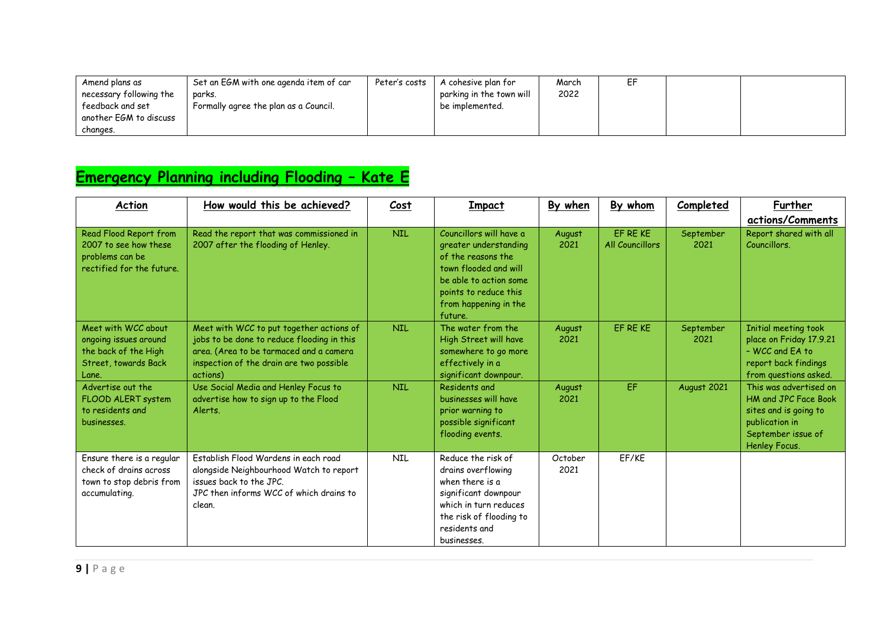| Amend plans as necessary following the feedback and set another EGM to discuss changes. | Set an EGM with one agenda item of car parks. Formally agree the plan as a Council. | Peter's costs | A cohesive plan for parking in the town will be implemented. | March 2022 | EF | | |
|---|---|---|---|---|---|---|---|

## Emergency Planning including Flooding – Kate E

| Action | How would this be achieved? | Cost | Impact | By when | By whom | Completed | Further actions/Comments |
|---|---|---|---|---|---|---|---|
| Read Flood Report from 2007 to see how these problems can be rectified for the future. | Read the report that was commissioned in 2007 after the flooding of Henley. | NIL | Councillors will have a greater understanding of the reasons the town flooded and will be able to action some points to reduce this from happening in the future. | August 2021 | EF RE KE All Councillors | September 2021 | Report shared with all Councillors. |
| Meet with WCC about ongoing issues around the back of the High Street, towards Back Lane. | Meet with WCC to put together actions of jobs to be done to reduce flooding in this area. (Area to be tarmaced and a camera inspection of the drain are two possible actions) | NIL | The water from the High Street will have somewhere to go more effectively in a significant downpour. | August 2021 | EF RE KE | September 2021 | Initial meeting took place on Friday 17.9.21 – WCC and EA to report back findings from questions asked. |
| Advertise out the FLOOD ALERT system to residents and businesses. | Use Social Media and Henley Focus to advertise how to sign up to the Flood Alerts. | NIL | Residents and businesses will have prior warning to possible significant flooding events. | August 2021 | EF | August 2021 | This was advertised on HM and JPC Face Book sites and is going to publication in September issue of Henley Focus. |
| Ensure there is a regular check of drains across town to stop debris from accumulating. | Establish Flood Wardens in each road alongside Neighbourhood Watch to report issues back to the JPC. JPC then informs WCC of which drains to clean. | NIL | Reduce the risk of drains overflowing when there is a significant downpour which in turn reduces the risk of flooding to residents and businesses. | October 2021 | EF/KE | | |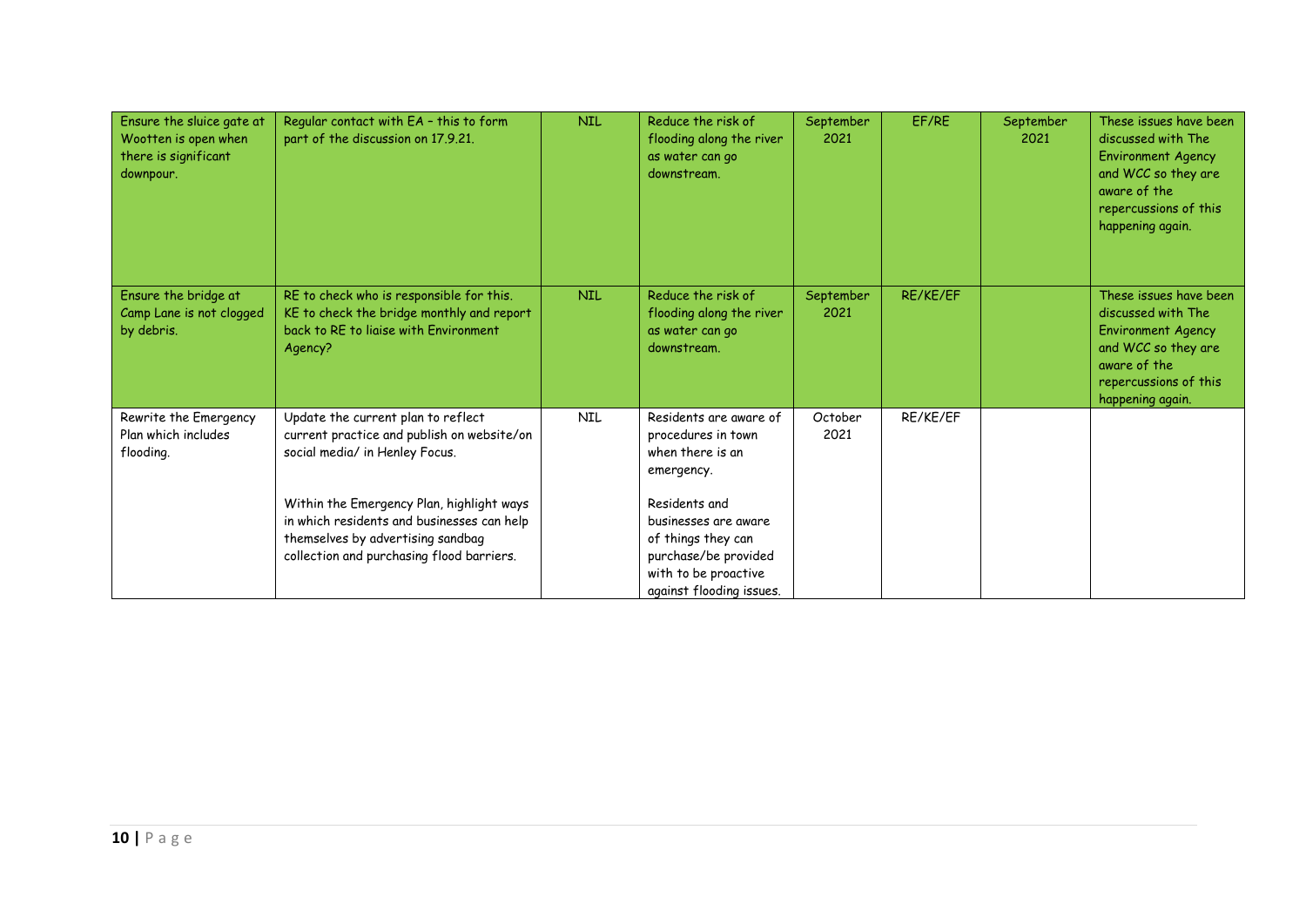| | | | | | | | |
|---|---|---|---|---|---|---|---|
| Ensure the sluice gate at Wootten is open when there is significant downpour. | Regular contact with EA – this to form part of the discussion on 17.9.21. | NIL | Reduce the risk of flooding along the river as water can go downstream. | September 2021 | EF/RE | September 2021 | These issues have been discussed with The Environment Agency and WCC so they are aware of the repercussions of this happening again. |
| Ensure the bridge at Camp Lane is not clogged by debris. | RE to check who is responsible for this. KE to check the bridge monthly and report back to RE to liaise with Environment Agency? | NIL | Reduce the risk of flooding along the river as water can go downstream. | September 2021 | RE/KE/EF | | These issues have been discussed with The Environment Agency and WCC so they are aware of the repercussions of this happening again. |
| Rewrite the Emergency Plan which includes flooding. | Update the current plan to reflect current practice and publish on website/on social media/ in Henley Focus.<br><br>Within the Emergency Plan, highlight ways in which residents and businesses can help themselves by advertising sandbag collection and purchasing flood barriers. | NIL | Residents are aware of procedures in town when there is an emergency.<br><br>Residents and businesses are aware of things they can purchase/be provided with to be proactive against flooding issues. | October 2021 | RE/KE/EF | | |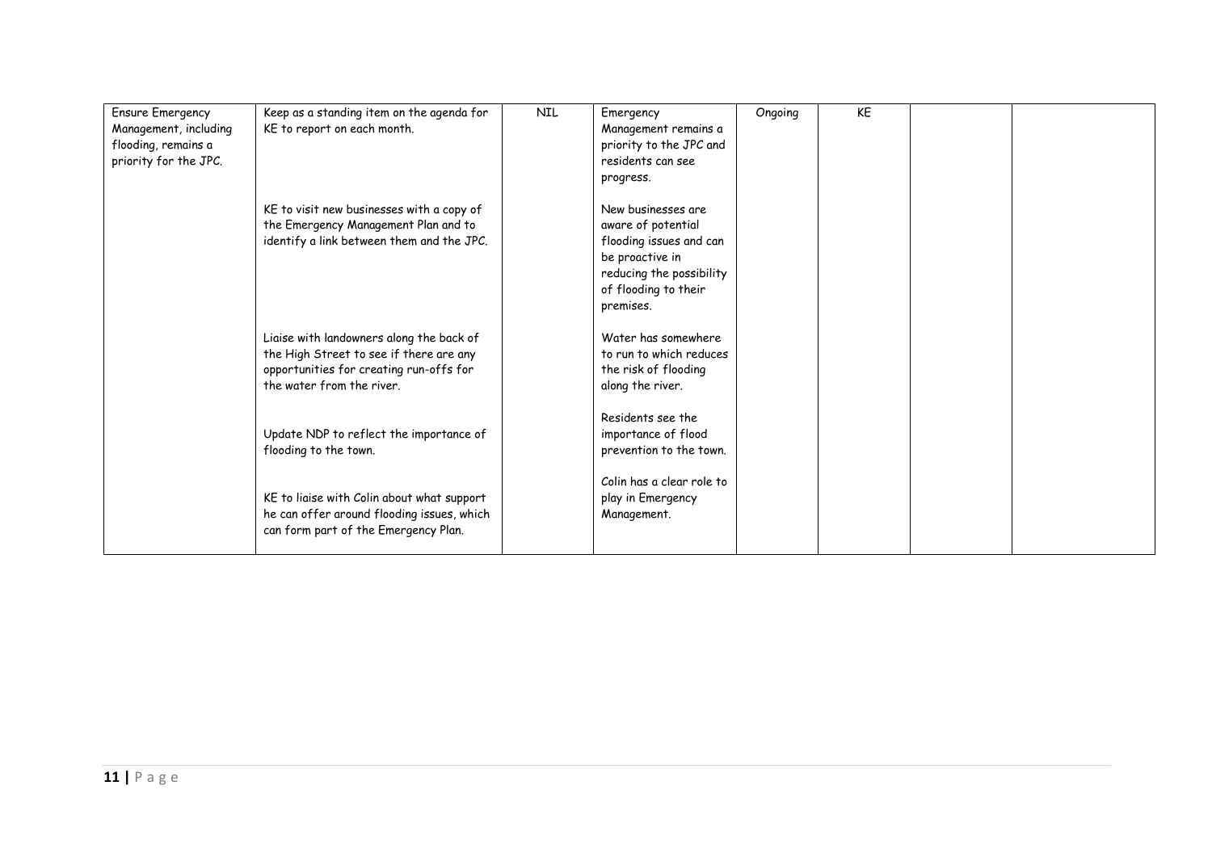| | | | | | | | |
|---|---|---|---|---|---|---|---|
| Ensure Emergency Management, including flooding, remains a priority for the JPC. | Keep as a standing item on the agenda for KE to report on each month. | NIL | Emergency Management remains a priority to the JPC and residents can see progress. | Ongoing | KE | | |
| | KE to visit new businesses with a copy of the Emergency Management Plan and to identify a link between them and the JPC. | | New businesses are aware of potential flooding issues and can be proactive in reducing the possibility of flooding to their premises. | | | | |
| | Liaise with landowners along the back of the High Street to see if there are any opportunities for creating run-offs for the water from the river. | | Water has somewhere to run to which reduces the risk of flooding along the river. | | | | |
| | Update NDP to reflect the importance of flooding to the town. | | Residents see the importance of flood prevention to the town. | | | | |
| | KE to liaise with Colin about what support he can offer around flooding issues, which can form part of the Emergency Plan. | | Colin has a clear role to play in Emergency Management. | | | | |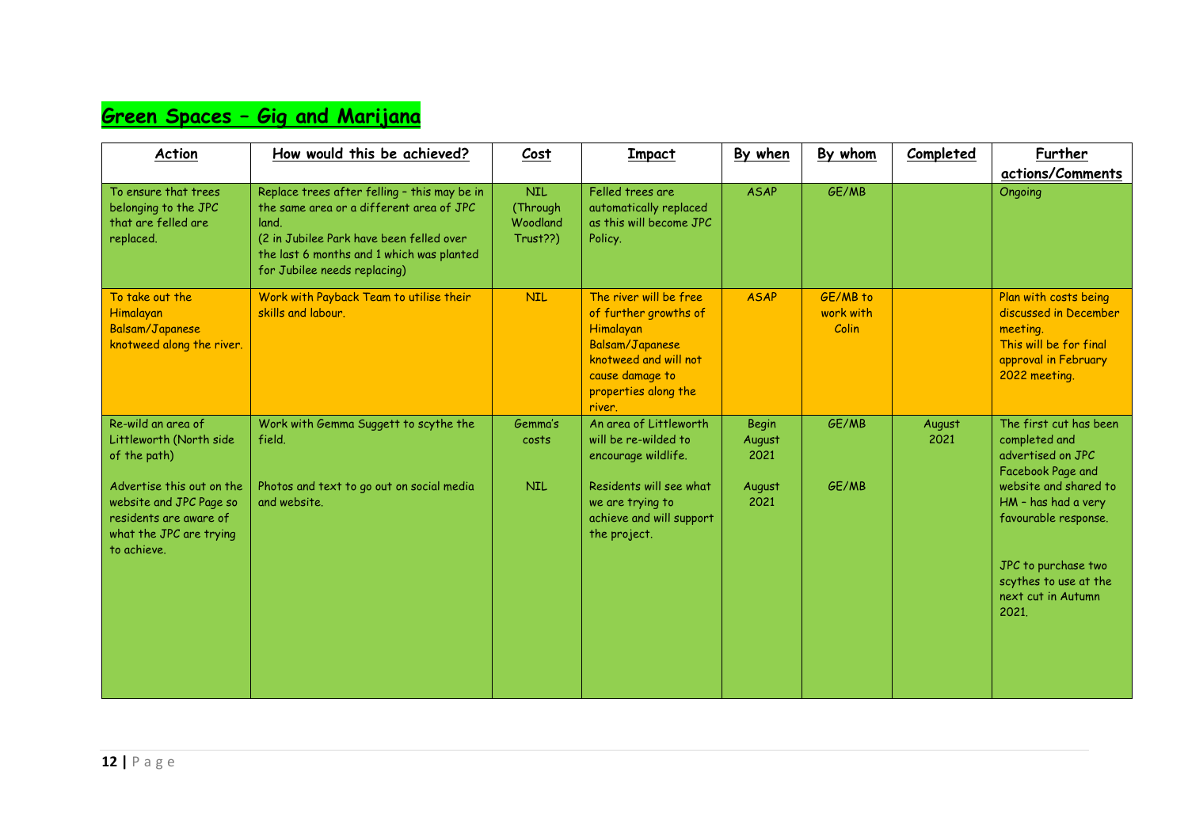## Green Spaces – Gig and Marijana

| Action | How would this be achieved? | Cost | Impact | By when | By whom | Completed | Further actions/Comments |
|---|---|---|---|---|---|---|---|
| To ensure that trees belonging to the JPC that are felled are replaced. | Replace trees after felling – this may be in the same area or a different area of JPC land.<br>(2 in Jubilee Park have been felled over the last 6 months and 1 which was planted for Jubilee needs replacing) | NIL (Through Woodland Trust??) | Felled trees are automatically replaced as this will become JPC Policy. | ASAP | GE/MB | | Ongoing |
| To take out the Himalayan Balsam/Japanese knotweed along the river. | Work with Payback Team to utilise their skills and labour. | NIL | The river will be free of further growths of Himalayan Balsam/Japanese knotweed and will not cause damage to properties along the river. | ASAP | GE/MB to work with Colin | | Plan with costs being discussed in December meeting.<br>This will be for final approval in February 2022 meeting. |
| Re-wild an area of Littleworth (North side of the path)<br><br>Advertise this out on the website and JPC Page so residents are aware of what the JPC are trying to achieve. | Work with Gemma Suggett to scythe the field.<br><br>Photos and text to go out on social media and website. | Gemma's costs<br><br>NIL | An area of Littleworth will be re-wilded to encourage wildlife.<br><br>Residents will see what we are trying to achieve and will support the project. | Begin August 2021<br><br>August 2021 | GE/MB<br><br>GE/MB | August 2021 | The first cut has been completed and advertised on JPC Facebook Page and website and shared to HM – has had a very favourable response.<br><br>JPC to purchase two scythes to use at the next cut in Autumn 2021. |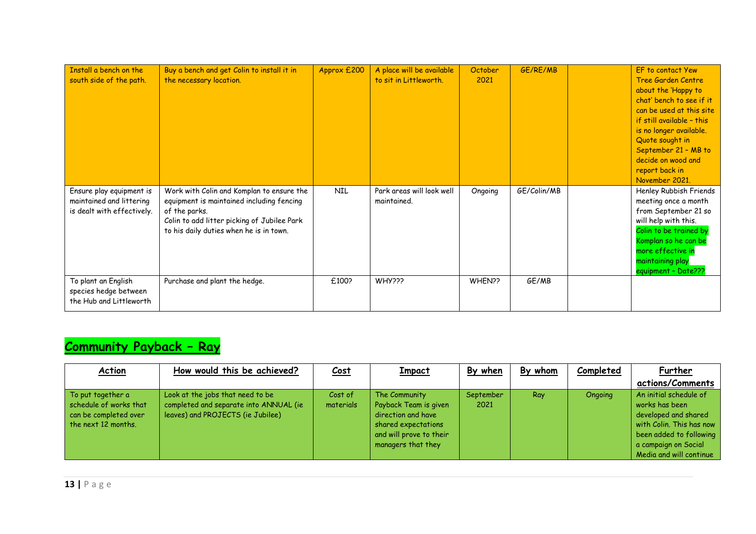| | | | | | | | |
|---|---|---|---|---|---|---|---|
| Install a bench on the south side of the path. | Buy a bench and get Colin to install it in the necessary location. | Approx £200 | A place will be available to sit in Littleworth. | October 2021 | GE/RE/MB | | EF to contact Yew Tree Garden Centre about the 'Happy to chat' bench to see if it can be used at this site if still available – this is no longer available. Quote sought in September 21 – MB to decide on wood and report back in November 2021. |
| Ensure play equipment is maintained and littering is dealt with effectively. | Work with Colin and Komplan to ensure the equipment is maintained including fencing of the parks. Colin to add litter picking of Jubilee Park to his daily duties when he is in town. | NIL | Park areas will look well maintained. | Ongoing | GE/Colin/MB | | Henley Rubbish Friends meeting once a month from September 21 so will help with this. Colin to be trained by Komplan so he can be more effective in maintaining play equipment – Date??? |
| To plant an English species hedge between the Hub and Littleworth | Purchase and plant the hedge. | £100? | WHY??? | WHEN?? | GE/MB | | |

## Community Payback – Ray

| Action | How would this be achieved? | Cost | Impact | By when | By whom | Completed | Further actions/Comments |
|---|---|---|---|---|---|---|---|
| To put together a schedule of works that can be completed over the next 12 months. | Look at the jobs that need to be completed and separate into ANNUAL (ie leaves) and PROJECTS (ie Jubilee) | Cost of materials | The Community Payback Team is given direction and have shared expectations and will prove to their managers that they | September 2021 | Ray | Ongoing | An initial schedule of works has been developed and shared with Colin. This has now been added to following a campaign on Social Media and will continue |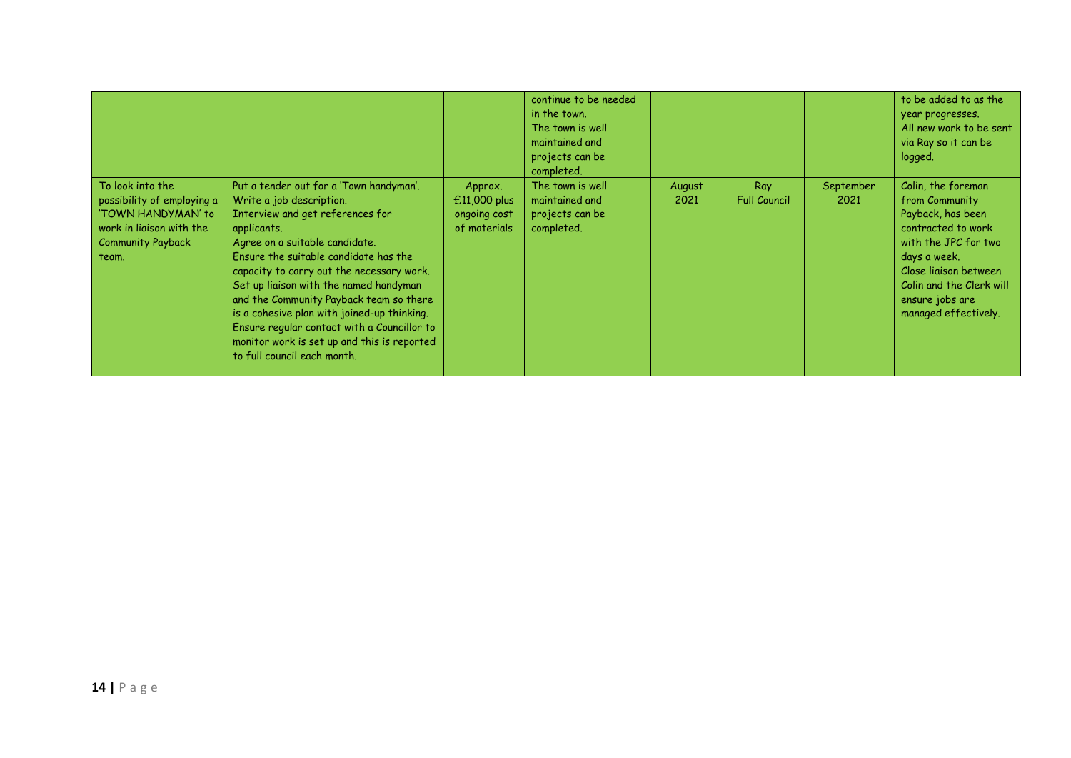| | | | | | | | |
|---|---|---|---|---|---|---|---|
| | | | continue to be needed in the town.<br>The town is well maintained and projects can be completed. | | | | to be added to as the year progresses.<br>All new work to be sent via Ray so it can be logged. |
| To look into the possibility of employing a 'TOWN HANDYMAN' to work in liaison with the Community Payback team. | Put a tender out for a 'Town handyman'.<br>Write a job description.<br>Interview and get references for applicants.<br>Agree on a suitable candidate.<br>Ensure the suitable candidate has the capacity to carry out the necessary work.<br>Set up liaison with the named handyman and the Community Payback team so there is a cohesive plan with joined-up thinking.<br>Ensure regular contact with a Councillor to monitor work is set up and this is reported to full council each month. | Approx. £11,000 plus ongoing cost of materials | The town is well maintained and projects can be completed. | August 2021 | Ray<br>Full Council | September 2021 | Colin, the foreman from Community Payback, has been contracted to work with the JPC for two days a week.<br>Close liaison between Colin and the Clerk will ensure jobs are managed effectively. |